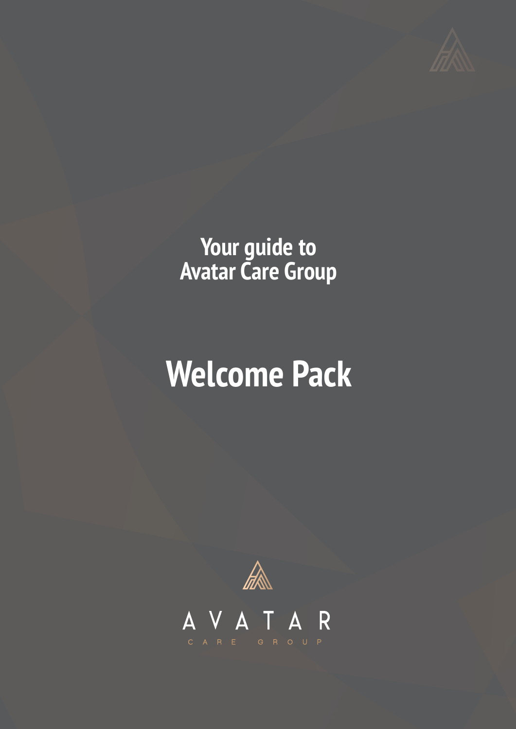# Your guide to Avatar Care Group

# Welcome Pack

AVATAR

CARE GROUP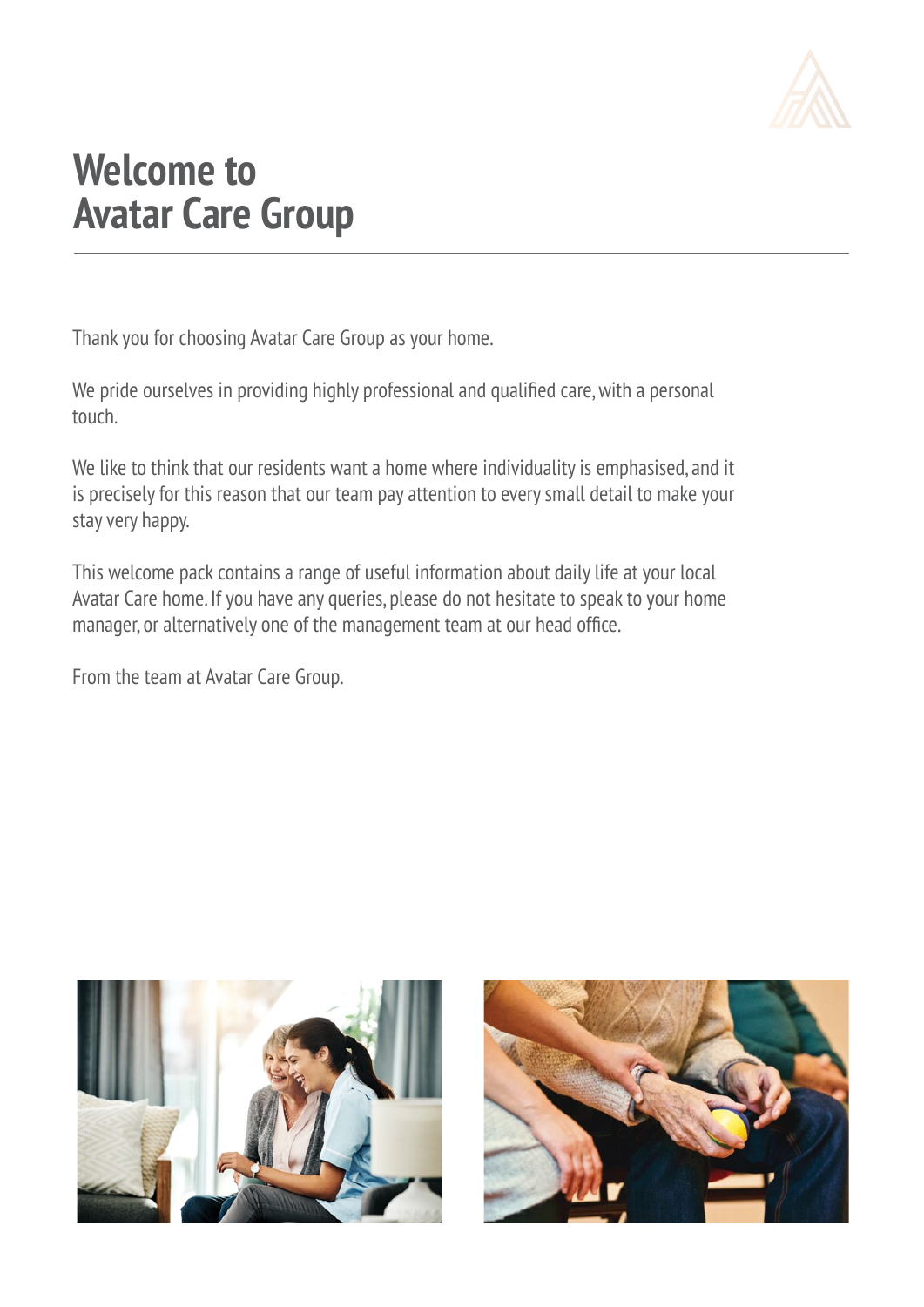# Welcome to Avatar Care Group

Thank you for choosing Avatar Care Group as your home.

We pride ourselves in providing highly professional and qualified care, with a personal touch.

We like to think that our residents want a home where individuality is emphasised, and it is precisely for this reason that our team pay attention to every small detail to make your stay very happy.

This welcome pack contains a range of useful information about daily life at your local Avatar Care home. If you have any queries, please do not hesitate to speak to your home manager, or alternatively one of the management team at our head office.

From the team at Avatar Care Group.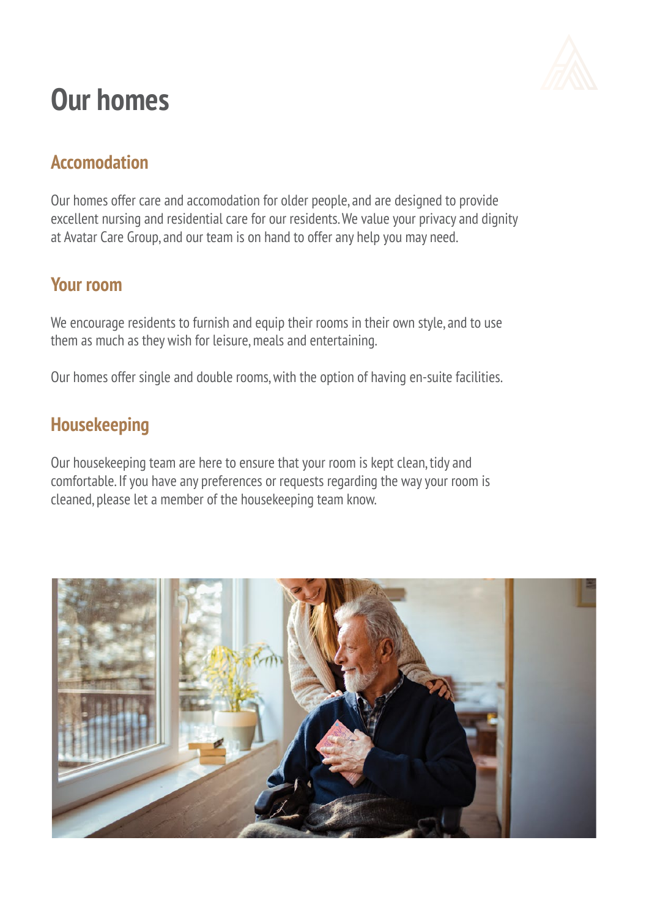# Our homes

## Accomodation

Our homes offer care and accomodation for older people, and are designed to provide excellent nursing and residential care for our residents. We value your privacy and dignity at Avatar Care Group, and our team is on hand to offer any help you may need.

## Your room

We encourage residents to furnish and equip their rooms in their own style, and to use them as much as they wish for leisure, meals and entertaining.

Our homes offer single and double rooms, with the option of having en-suite facilities.

## Housekeeping

Our housekeeping team are here to ensure that your room is kept clean, tidy and comfortable. If you have any preferences or requests regarding the way your room is cleaned, please let a member of the housekeeping team know.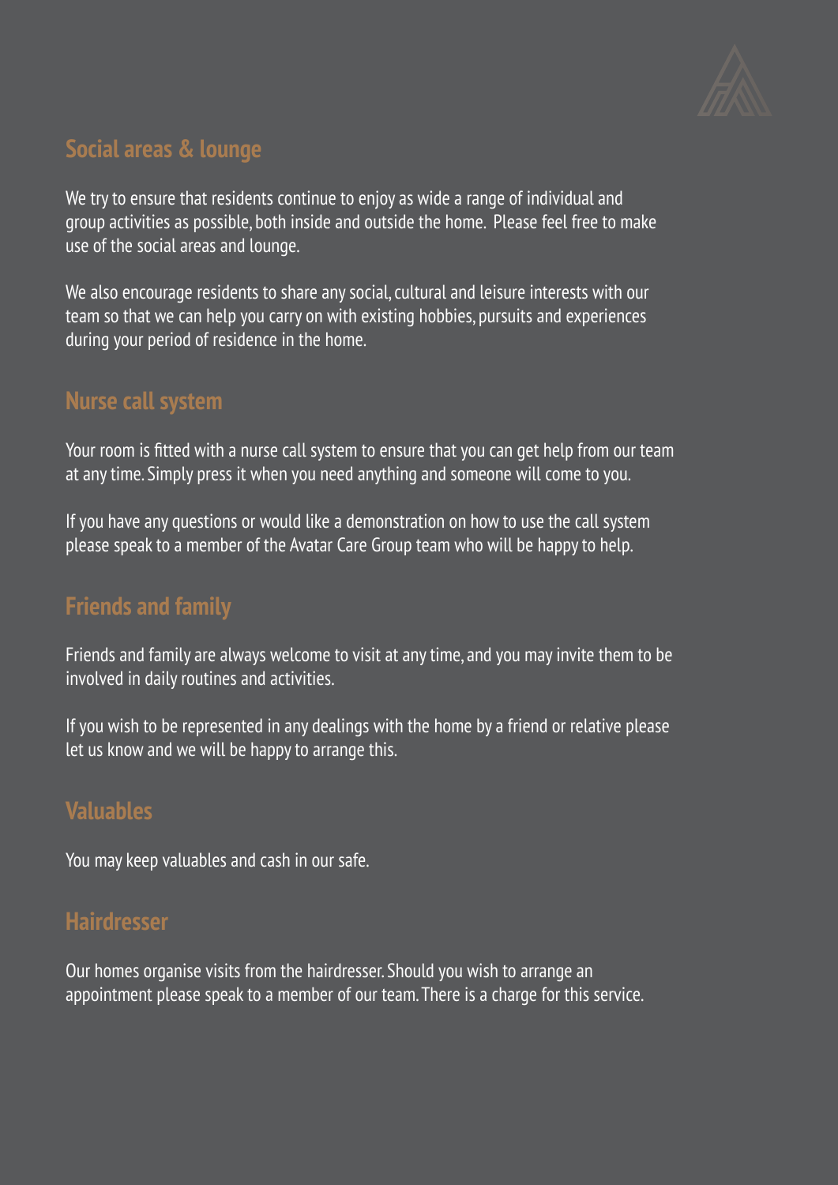## Social areas & lounge

We try to ensure that residents continue to enjoy as wide a range of individual and group activities as possible, both inside and outside the home. Please feel free to make use of the social areas and lounge.

We also encourage residents to share any social, cultural and leisure interests with our team so that we can help you carry on with existing hobbies, pursuits and experiences during your period of residence in the home.

## Nurse call system

Your room is fitted with a nurse call system to ensure that you can get help from our team at any time. Simply press it when you need anything and someone will come to you.

If you have any questions or would like a demonstration on how to use the call system please speak to a member of the Avatar Care Group team who will be happy to help.

## Friends and family

Friends and family are always welcome to visit at any time, and you may invite them to be involved in daily routines and activities.

If you wish to be represented in any dealings with the home by a friend or relative please let us know and we will be happy to arrange this.

## Valuables

You may keep valuables and cash in our safe.

## Hairdresser

Our homes organise visits from the hairdresser. Should you wish to arrange an appointment please speak to a member of our team. There is a charge for this service.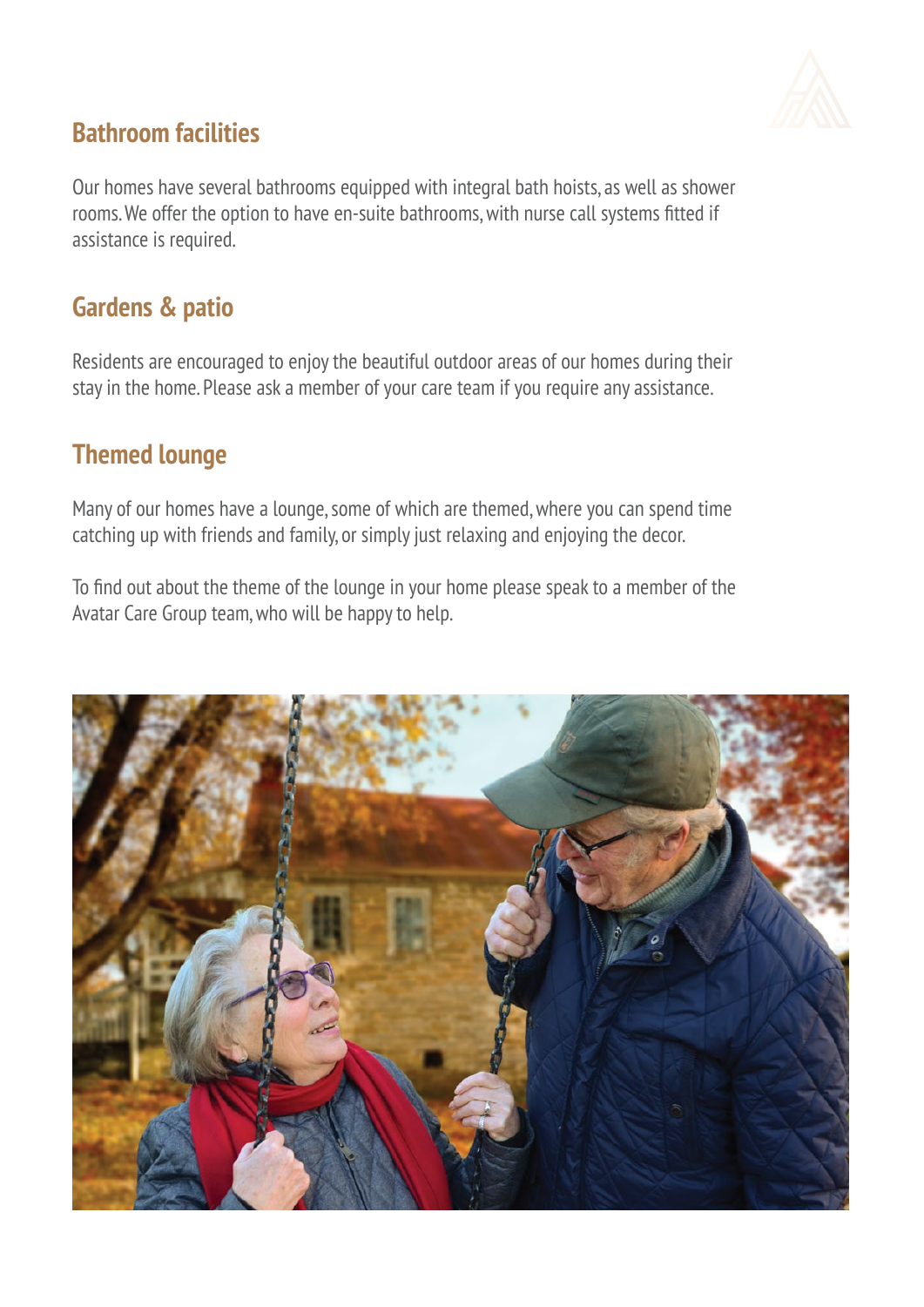## Bathroom facilities

Our homes have several bathrooms equipped with integral bath hoists, as well as shower rooms. We offer the option to have en-suite bathrooms, with nurse call systems fitted if assistance is required.

## Gardens & patio

Residents are encouraged to enjoy the beautiful outdoor areas of our homes during their stay in the home. Please ask a member of your care team if you require any assistance.

## Themed lounge

Many of our homes have a lounge, some of which are themed, where you can spend time catching up with friends and family, or simply just relaxing and enjoying the decor.

To find out about the theme of the lounge in your home please speak to a member of the Avatar Care Group team, who will be happy to help.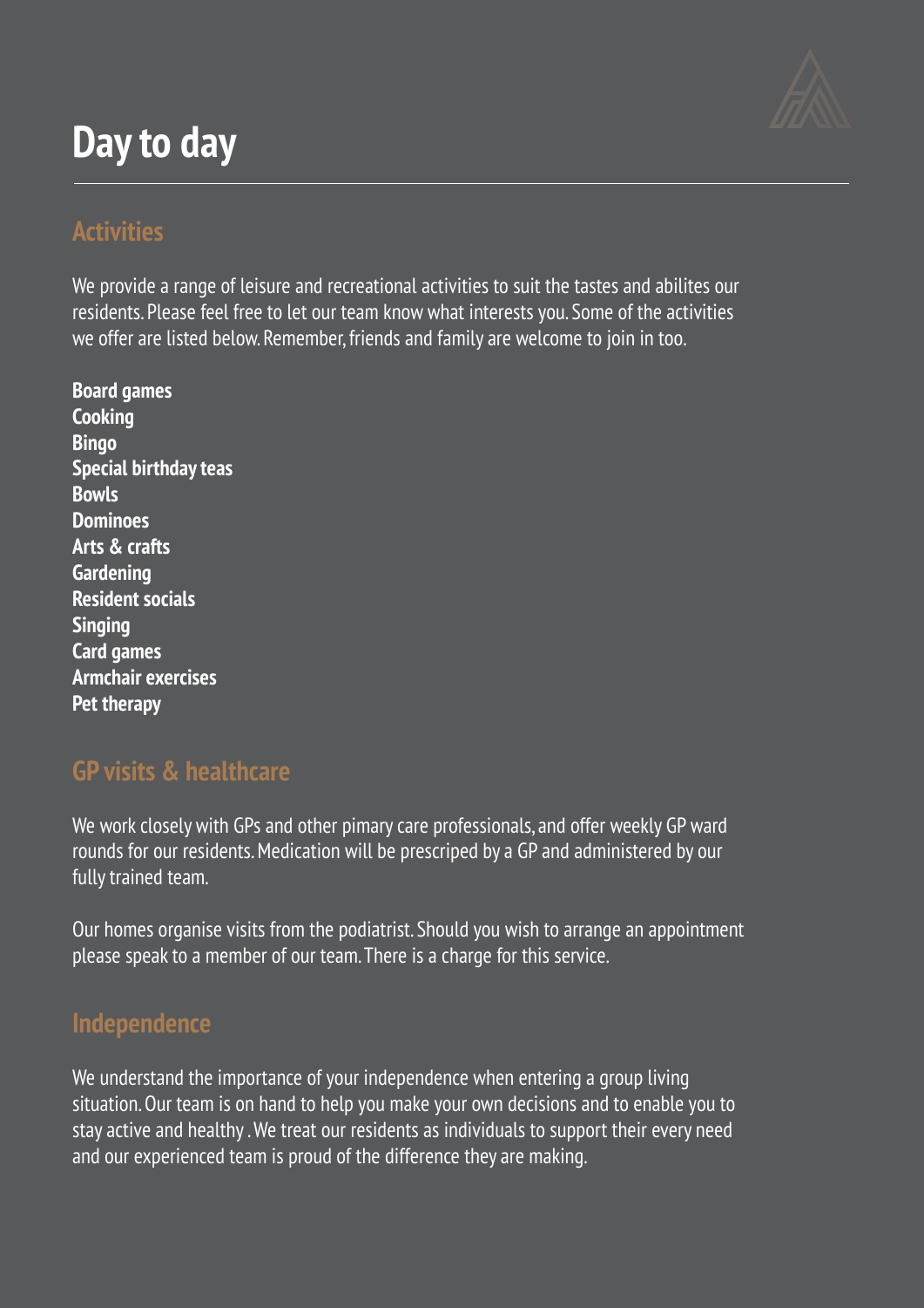# Day to day

## Activities

We provide a range of leisure and recreational activities to suit the tastes and abilites our residents. Please feel free to let our team know what interests you. Some of the activities we offer are listed below. Remember, friends and family are welcome to join in too.

**Board games**
**Cooking**
**Bingo**
**Special birthday teas**
**Bowls**
**Dominoes**
**Arts & crafts**
**Gardening**
**Resident socials**
**Singing**
**Card games**
**Armchair exercises**
**Pet therapy**

## GP visits & healthcare

We work closely with GPs and other pimary care professionals, and offer weekly GP ward rounds for our residents. Medication will be prescriped by a GP and administered by our fully trained team.

Our homes organise visits from the podiatrist. Should you wish to arrange an appointment please speak to a member of our team. There is a charge for this service.

## Independence

We understand the importance of your independence when entering a group living situation. Our team is on hand to help you make your own decisions and to enable you to stay active and healthy . We treat our residents as individuals to support their every need and our experienced team is proud of the difference they are making.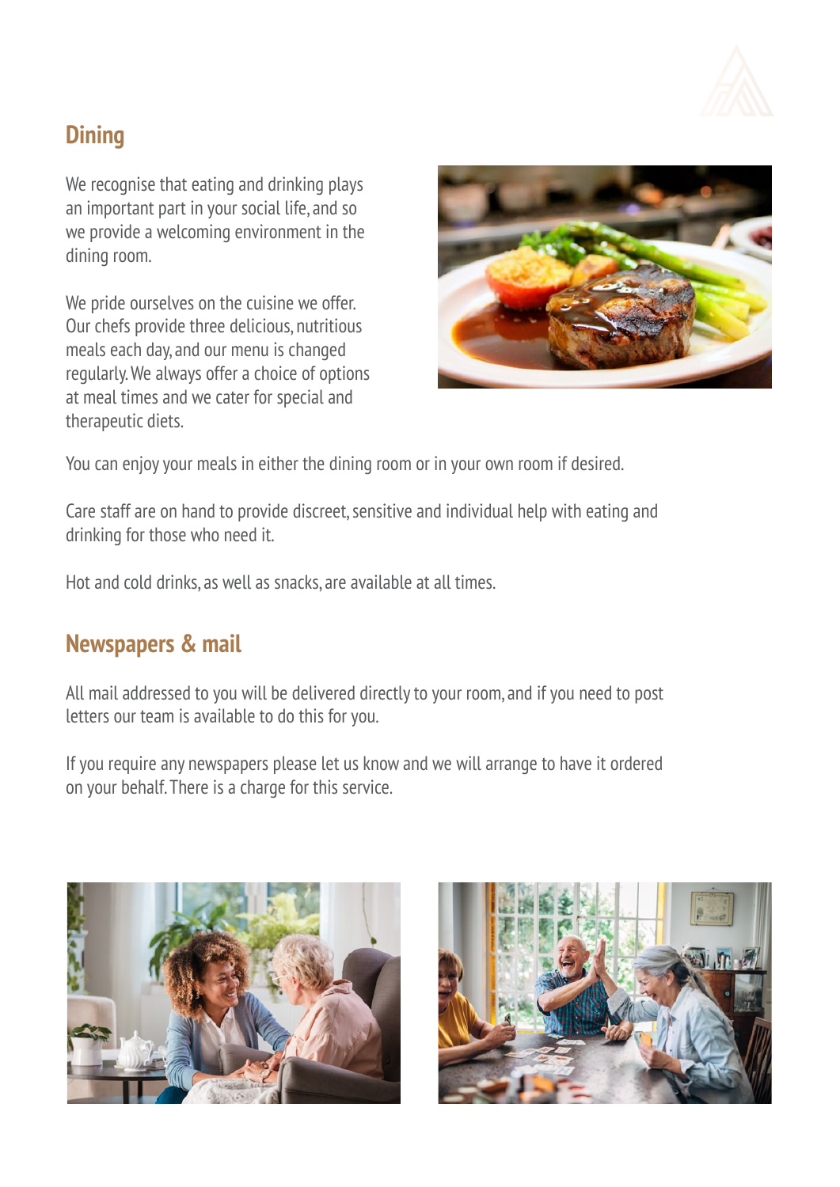## Dining

We recognise that eating and drinking plays an important part in your social life, and so we provide a welcoming environment in the dining room.

We pride ourselves on the cuisine we offer. Our chefs provide three delicious, nutritious meals each day, and our menu is changed regularly. We always offer a choice of options at meal times and we cater for special and therapeutic diets.

You can enjoy your meals in either the dining room or in your own room if desired.

Care staff are on hand to provide discreet, sensitive and individual help with eating and drinking for those who need it.

Hot and cold drinks, as well as snacks, are available at all times.

## Newspapers & mail

All mail addressed to you will be delivered directly to your room, and if you need to post letters our team is available to do this for you.

If you require any newspapers please let us know and we will arrange to have it ordered on your behalf. There is a charge for this service.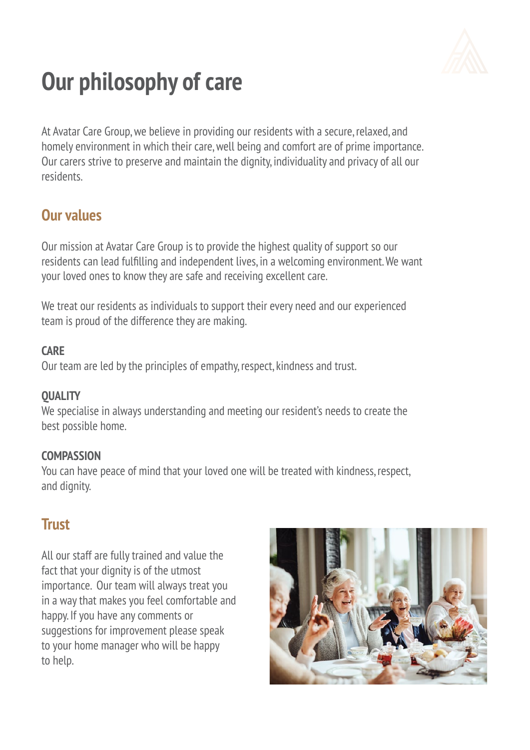# Our philosophy of care

At Avatar Care Group, we believe in providing our residents with a secure, relaxed, and homely environment in which their care, well being and comfort are of prime importance. Our carers strive to preserve and maintain the dignity, individuality and privacy of all our residents.

## Our values

Our mission at Avatar Care Group is to provide the highest quality of support so our residents can lead fulfilling and independent lives, in a welcoming environment. We want your loved ones to know they are safe and receiving excellent care.

We treat our residents as individuals to support their every need and our experienced team is proud of the difference they are making.

**CARE**
Our team are led by the principles of empathy, respect, kindness and trust.

**QUALITY**
We specialise in always understanding and meeting our resident's needs to create the best possible home.

**COMPASSION**
You can have peace of mind that your loved one will be treated with kindness, respect, and dignity.

## Trust

All our staff are fully trained and value the fact that your dignity is of the utmost importance. Our team will always treat you in a way that makes you feel comfortable and happy. If you have any comments or suggestions for improvement please speak to your home manager who will be happy to help.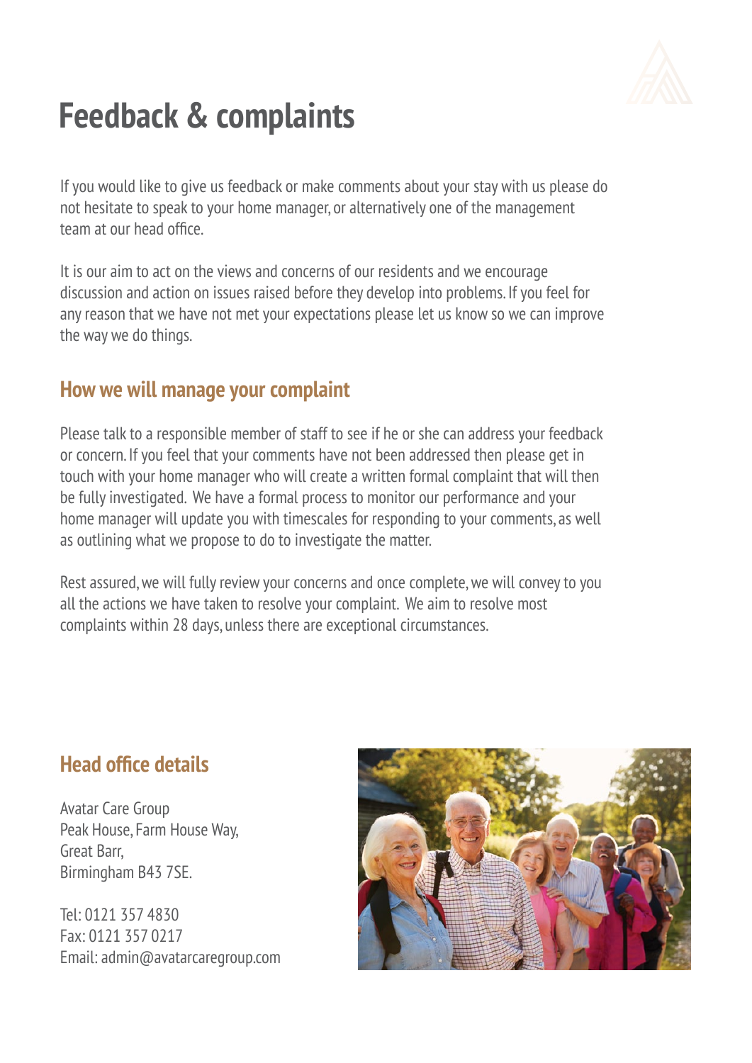# Feedback & complaints

If you would like to give us feedback or make comments about your stay with us please do not hesitate to speak to your home manager, or alternatively one of the management team at our head office.

It is our aim to act on the views and concerns of our residents and we encourage discussion and action on issues raised before they develop into problems. If you feel for any reason that we have not met your expectations please let us know so we can improve the way we do things.

## How we will manage your complaint

Please talk to a responsible member of staff to see if he or she can address your feedback or concern. If you feel that your comments have not been addressed then please get in touch with your home manager who will create a written formal complaint that will then be fully investigated. We have a formal process to monitor our performance and your home manager will update you with timescales for responding to your comments, as well as outlining what we propose to do to investigate the matter.

Rest assured, we will fully review your concerns and once complete, we will convey to you all the actions we have taken to resolve your complaint. We aim to resolve most complaints within 28 days, unless there are exceptional circumstances.

## Head office details

Avatar Care Group
Peak House, Farm House Way,
Great Barr,
Birmingham B43 7SE.

Tel: 0121 357 4830
Fax: 0121 357 0217
Email: admin@avatarcaregroup.com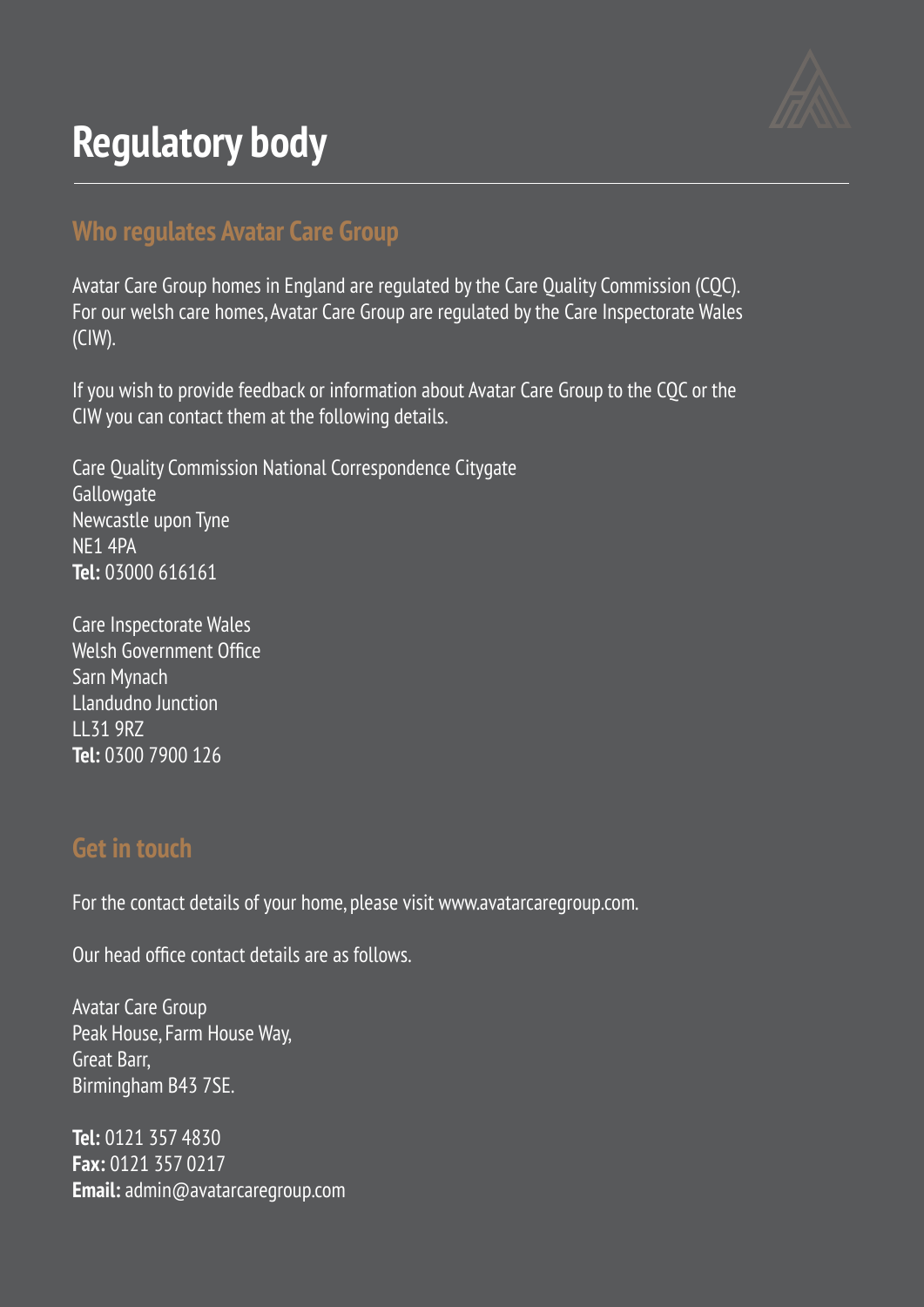# Regulatory body

## Who regulates Avatar Care Group

Avatar Care Group homes in England are regulated by the Care Quality Commission (CQC). For our welsh care homes, Avatar Care Group are regulated by the Care Inspectorate Wales (CIW).

If you wish to provide feedback or information about Avatar Care Group to the CQC or the CIW you can contact them at the following details.

Care Quality Commission National Correspondence Citygate  
Gallowgate  
Newcastle upon Tyne  
NE1 4PA  
**Tel:** 03000 616161

Care Inspectorate Wales  
Welsh Government Office  
Sarn Mynach  
Llandudno Junction  
LL31 9RZ  
**Tel:** 0300 7900 126

## Get in touch

For the contact details of your home, please visit www.avatarcaregroup.com.

Our head office contact details are as follows.

Avatar Care Group  
Peak House, Farm House Way,  
Great Barr,  
Birmingham B43 7SE.

**Tel:** 0121 357 4830  
**Fax:** 0121 357 0217  
**Email:** admin@avatarcaregroup.com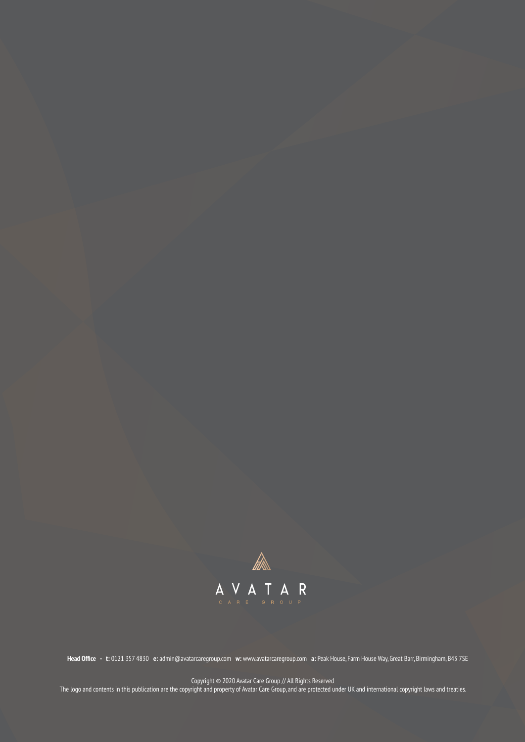AVATAR

CARE GROUP

**Head Office** - **t:** 0121 357 4830 **e:** admin@avatarcaregroup.com **w:** www.avatarcaregroup.com **a:** Peak House, Farm House Way, Great Barr, Birmingham, B43 7SE

Copyright © 2020 Avatar Care Group // All Rights Reserved

The logo and contents in this publication are the copyright and property of Avatar Care Group, and are protected under UK and international copyright laws and treaties.